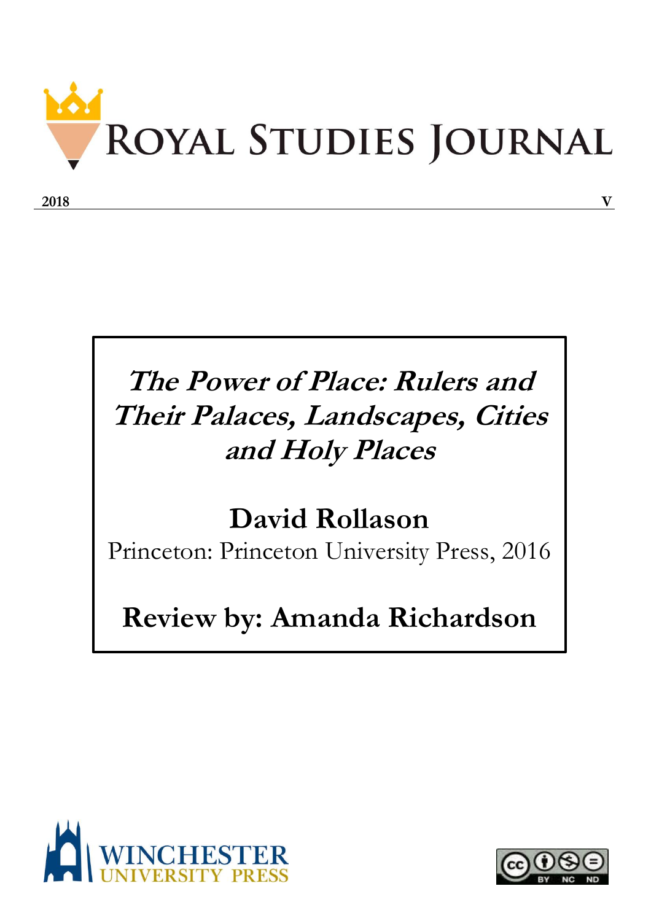# Royal Studies Journal

**2018** **V**

***The Power of Place: Rulers and Their Palaces, Landscapes, Cities and Holy Places***

**David Rollason**

Princeton: Princeton University Press, 2016

**Review by: Amanda Richardson**

WINCHESTER UNIVERSITY PRESS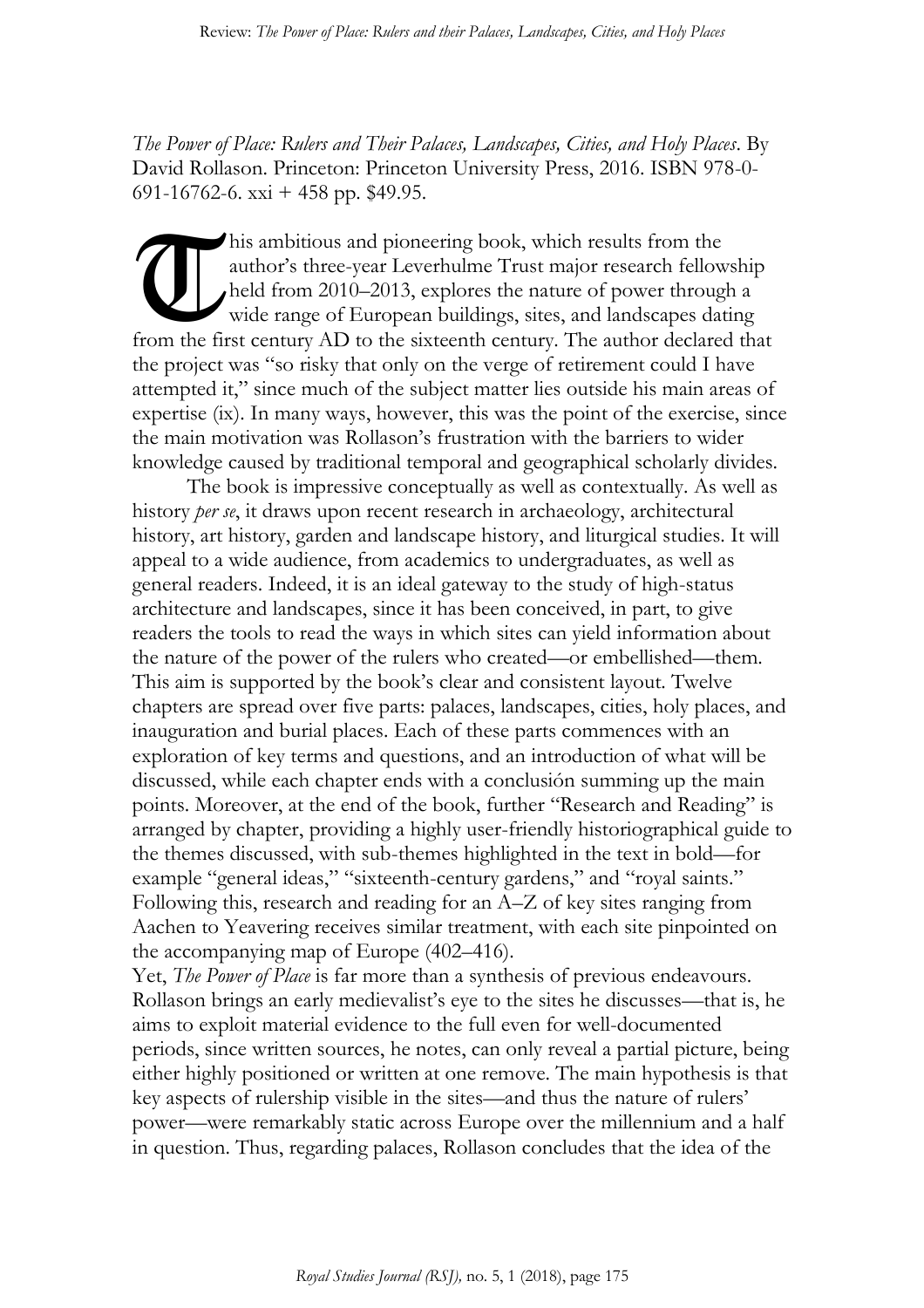*The Power of Place: Rulers and Their Palaces, Landscapes, Cities, and Holy Places*. By David Rollason. Princeton: Princeton University Press, 2016. ISBN 978-0-691-16762-6. xxi + 458 pp. $49.95.

This ambitious and pioneering book, which results from the author's three-year Leverhulme Trust major research fellowship held from 2010–2013, explores the nature of power through a wide range of European buildings, sites, and landscapes dating from the first century AD to the sixteenth century. The author declared that the project was "so risky that only on the verge of retirement could I have attempted it," since much of the subject matter lies outside his main areas of expertise (ix). In many ways, however, this was the point of the exercise, since the main motivation was Rollason's frustration with the barriers to wider knowledge caused by traditional temporal and geographical scholarly divides.

The book is impressive conceptually as well as contextually. As well as history *per se*, it draws upon recent research in archaeology, architectural history, art history, garden and landscape history, and liturgical studies. It will appeal to a wide audience, from academics to undergraduates, as well as general readers. Indeed, it is an ideal gateway to the study of high-status architecture and landscapes, since it has been conceived, in part, to give readers the tools to read the ways in which sites can yield information about the nature of the power of the rulers who created—or embellished—them. This aim is supported by the book's clear and consistent layout. Twelve chapters are spread over five parts: palaces, landscapes, cities, holy places, and inauguration and burial places. Each of these parts commences with an exploration of key terms and questions, and an introduction of what will be discussed, while each chapter ends with a conclusión summing up the main points. Moreover, at the end of the book, further "Research and Reading" is arranged by chapter, providing a highly user-friendly historiographical guide to the themes discussed, with sub-themes highlighted in the text in bold—for example "general ideas," "sixteenth-century gardens," and "royal saints." Following this, research and reading for an A–Z of key sites ranging from Aachen to Yeavering receives similar treatment, with each site pinpointed on the accompanying map of Europe (402–416).

Yet, *The Power of Place* is far more than a synthesis of previous endeavours. Rollason brings an early medievalist's eye to the sites he discusses—that is, he aims to exploit material evidence to the full even for well-documented periods, since written sources, he notes, can only reveal a partial picture, being either highly positioned or written at one remove. The main hypothesis is that key aspects of rulership visible in the sites—and thus the nature of rulers' power—were remarkably static across Europe over the millennium and a half in question. Thus, regarding palaces, Rollason concludes that the idea of the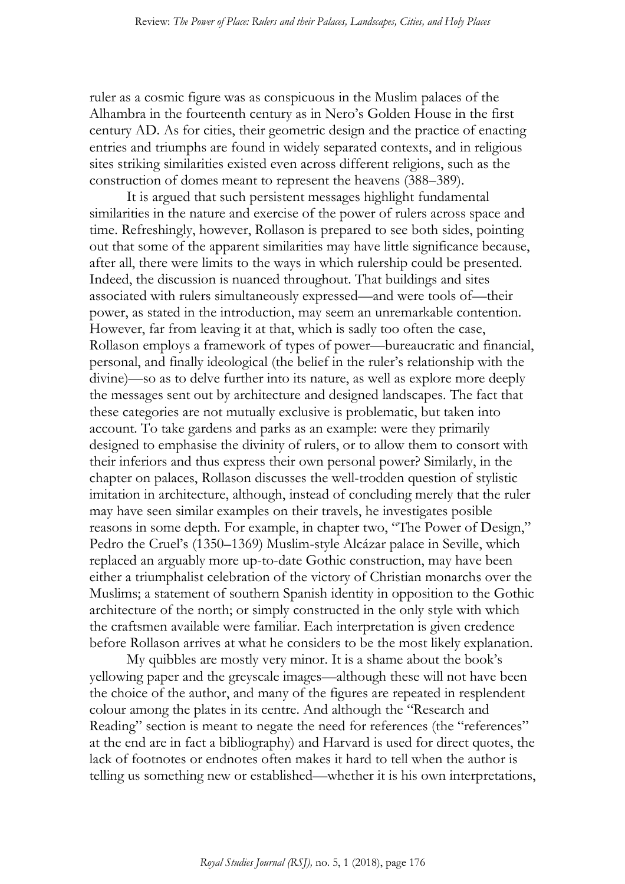ruler as a cosmic figure was as conspicuous in the Muslim palaces of the Alhambra in the fourteenth century as in Nero's Golden House in the first century AD. As for cities, their geometric design and the practice of enacting entries and triumphs are found in widely separated contexts, and in religious sites striking similarities existed even across different religions, such as the construction of domes meant to represent the heavens (388–389).

It is argued that such persistent messages highlight fundamental similarities in the nature and exercise of the power of rulers across space and time. Refreshingly, however, Rollason is prepared to see both sides, pointing out that some of the apparent similarities may have little significance because, after all, there were limits to the ways in which rulership could be presented. Indeed, the discussion is nuanced throughout. That buildings and sites associated with rulers simultaneously expressed—and were tools of—their power, as stated in the introduction, may seem an unremarkable contention. However, far from leaving it at that, which is sadly too often the case, Rollason employs a framework of types of power—bureaucratic and financial, personal, and finally ideological (the belief in the ruler's relationship with the divine)—so as to delve further into its nature, as well as explore more deeply the messages sent out by architecture and designed landscapes. The fact that these categories are not mutually exclusive is problematic, but taken into account. To take gardens and parks as an example: were they primarily designed to emphasise the divinity of rulers, or to allow them to consort with their inferiors and thus express their own personal power? Similarly, in the chapter on palaces, Rollason discusses the well-trodden question of stylistic imitation in architecture, although, instead of concluding merely that the ruler may have seen similar examples on their travels, he investigates posible reasons in some depth. For example, in chapter two, "The Power of Design," Pedro the Cruel's (1350–1369) Muslim-style Alcázar palace in Seville, which replaced an arguably more up-to-date Gothic construction, may have been either a triumphalist celebration of the victory of Christian monarchs over the Muslims; a statement of southern Spanish identity in opposition to the Gothic architecture of the north; or simply constructed in the only style with which the craftsmen available were familiar. Each interpretation is given credence before Rollason arrives at what he considers to be the most likely explanation.

My quibbles are mostly very minor. It is a shame about the book's yellowing paper and the greyscale images—although these will not have been the choice of the author, and many of the figures are repeated in resplendent colour among the plates in its centre. And although the "Research and Reading" section is meant to negate the need for references (the "references" at the end are in fact a bibliography) and Harvard is used for direct quotes, the lack of footnotes or endnotes often makes it hard to tell when the author is telling us something new or established—whether it is his own interpretations,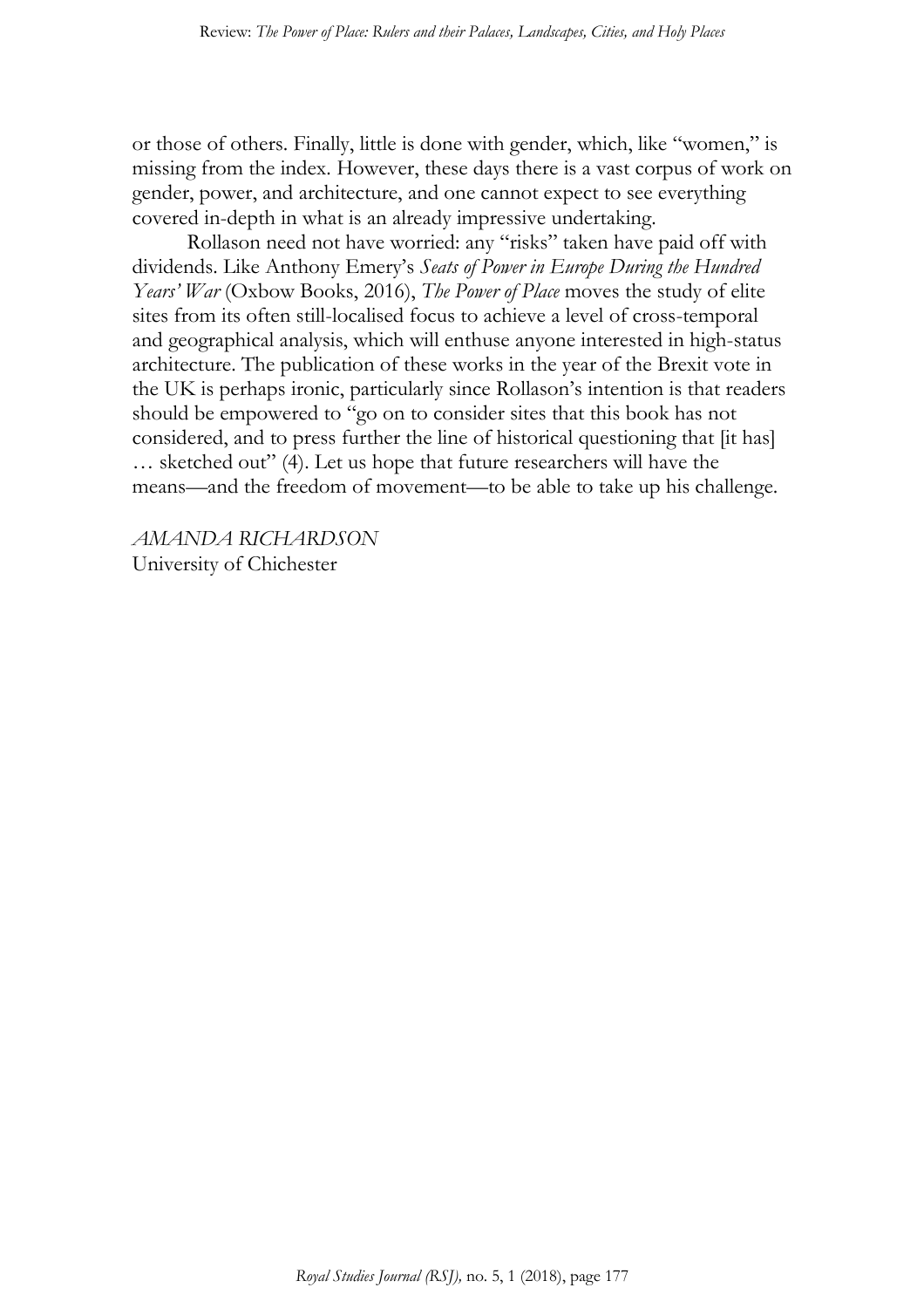or those of others. Finally, little is done with gender, which, like "women," is missing from the index. However, these days there is a vast corpus of work on gender, power, and architecture, and one cannot expect to see everything covered in-depth in what is an already impressive undertaking.

Rollason need not have worried: any "risks" taken have paid off with dividends. Like Anthony Emery's *Seats of Power in Europe During the Hundred Years' War* (Oxbow Books, 2016), *The Power of Place* moves the study of elite sites from its often still-localised focus to achieve a level of cross-temporal and geographical analysis, which will enthuse anyone interested in high-status architecture. The publication of these works in the year of the Brexit vote in the UK is perhaps ironic, particularly since Rollason's intention is that readers should be empowered to "go on to consider sites that this book has not considered, and to press further the line of historical questioning that [it has] … sketched out" (4). Let us hope that future researchers will have the means—and the freedom of movement—to be able to take up his challenge.

*AMANDA RICHARDSON*
University of Chichester